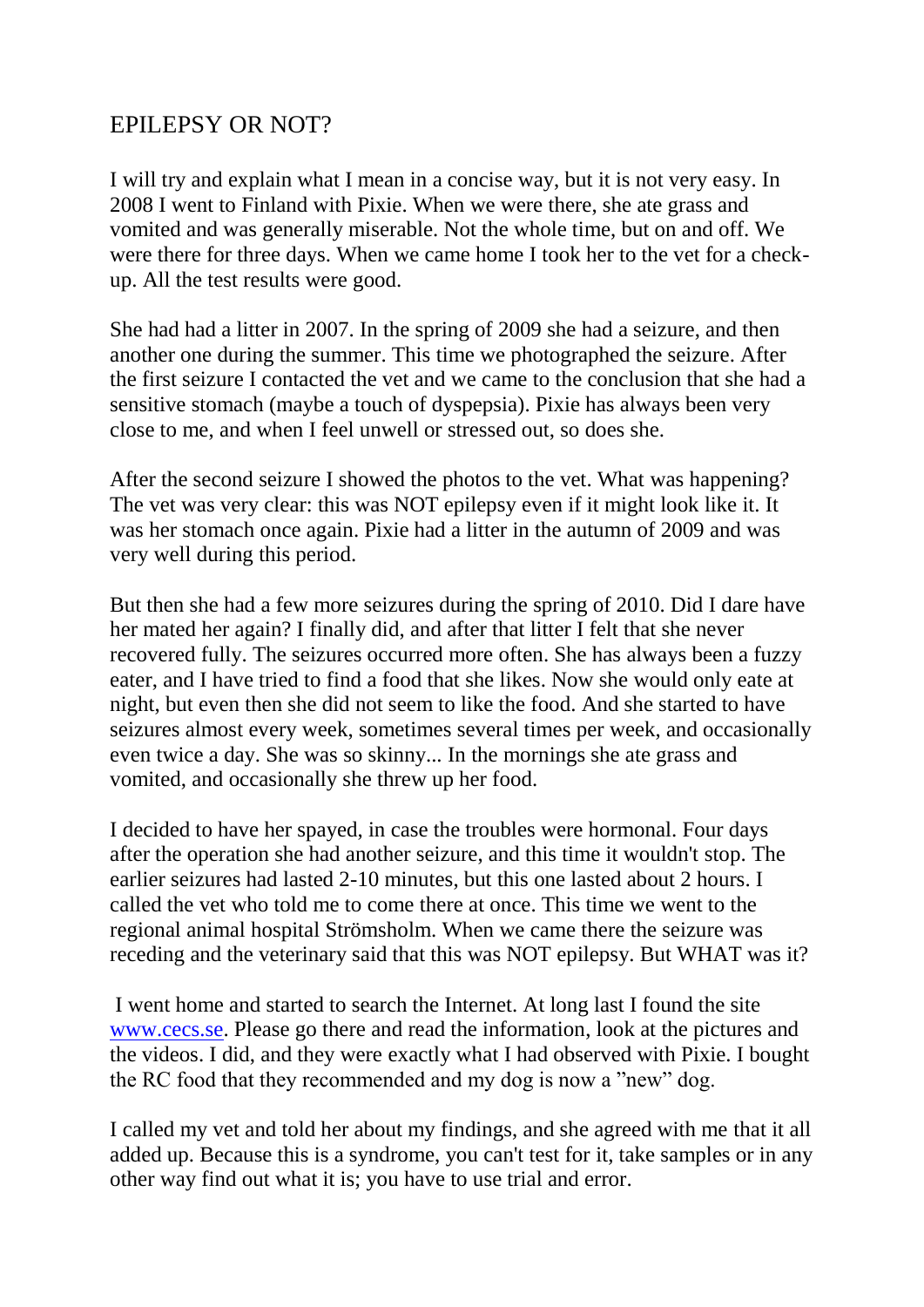## EPILEPSY OR NOT?

I will try and explain what I mean in a concise way, but it is not very easy. In 2008 I went to Finland with Pixie. When we were there, she ate grass and vomited and was generally miserable. Not the whole time, but on and off. We were there for three days. When we came home I took her to the vet for a check-up. All the test results were good.

She had had a litter in 2007. In the spring of 2009 she had a seizure, and then another one during the summer. This time we photographed the seizure. After the first seizure I contacted the vet and we came to the conclusion that she had a sensitive stomach (maybe a touch of dyspepsia). Pixie has always been very close to me, and when I feel unwell or stressed out, so does she.

After the second seizure I showed the photos to the vet. What was happening? The vet was very clear: this was NOT epilepsy even if it might look like it. It was her stomach once again. Pixie had a litter in the autumn of 2009 and was very well during this period.

But then she had a few more seizures during the spring of 2010. Did I dare have her mated her again? I finally did, and after that litter I felt that she never recovered fully. The seizures occurred more often. She has always been a fuzzy eater, and I have tried to find a food that she likes. Now she would only eate at night, but even then she did not seem to like the food. And she started to have seizures almost every week, sometimes several times per week, and occasionally even twice a day. She was so skinny... In the mornings she ate grass and vomited, and occasionally she threw up her food.

I decided to have her spayed, in case the troubles were hormonal. Four days after the operation she had another seizure, and this time it wouldn't stop. The earlier seizures had lasted 2-10 minutes, but this one lasted about 2 hours. I called the vet who told me to come there at once. This time we went to the regional animal hospital Strömsholm. When we came there the seizure was receding and the veterinary said that this was NOT epilepsy. But WHAT was it?

I went home and started to search the Internet. At long last I found the site [www.cecs.se](http://www.cecs.se). Please go there and read the information, look at the pictures and the videos. I did, and they were exactly what I had observed with Pixie. I bought the RC food that they recommended and my dog is now a "new" dog.

I called my vet and told her about my findings, and she agreed with me that it all added up. Because this is a syndrome, you can't test for it, take samples or in any other way find out what it is; you have to use trial and error.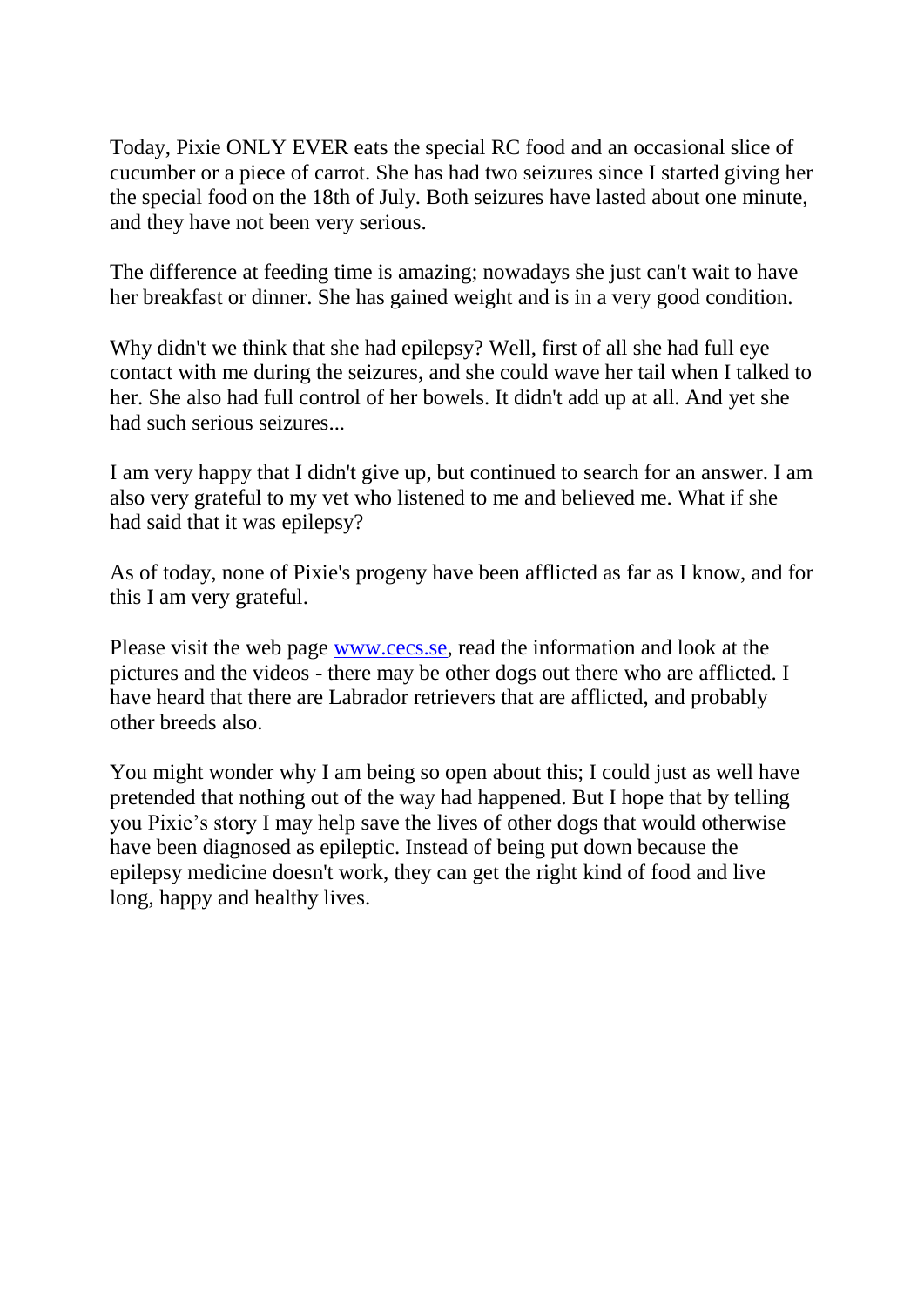Today, Pixie ONLY EVER eats the special RC food and an occasional slice of cucumber or a piece of carrot. She has had two seizures since I started giving her the special food on the 18th of July. Both seizures have lasted about one minute, and they have not been very serious.

The difference at feeding time is amazing; nowadays she just can't wait to have her breakfast or dinner. She has gained weight and is in a very good condition.

Why didn't we think that she had epilepsy? Well, first of all she had full eye contact with me during the seizures, and she could wave her tail when I talked to her. She also had full control of her bowels. It didn't add up at all. And yet she had such serious seizures...

I am very happy that I didn't give up, but continued to search for an answer. I am also very grateful to my vet who listened to me and believed me. What if she had said that it was epilepsy?

As of today, none of Pixie's progeny have been afflicted as far as I know, and for this I am very grateful.

Please visit the web page [www.cecs.se](http://www.cecs.se), read the information and look at the pictures and the videos - there may be other dogs out there who are afflicted. I have heard that there are Labrador retrievers that are afflicted, and probably other breeds also.

You might wonder why I am being so open about this; I could just as well have pretended that nothing out of the way had happened. But I hope that by telling you Pixie's story I may help save the lives of other dogs that would otherwise have been diagnosed as epileptic. Instead of being put down because the epilepsy medicine doesn't work, they can get the right kind of food and live long, happy and healthy lives.